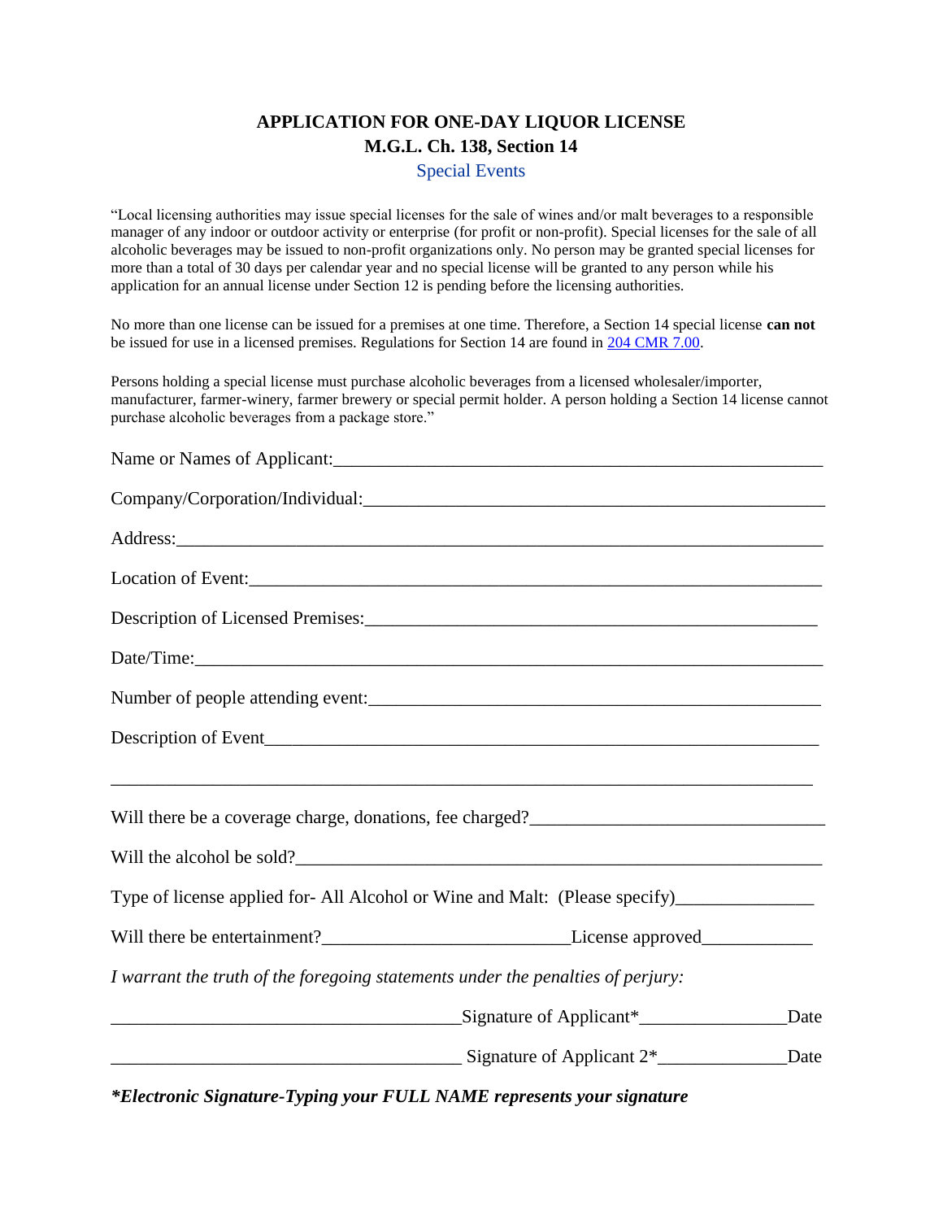# APPLICATION FOR ONE-DAY LIQUOR LICENSE
## M.G.L. Ch. 138, Section 14
### Special Events

"Local licensing authorities may issue special licenses for the sale of wines and/or malt beverages to a responsible manager of any indoor or outdoor activity or enterprise (for profit or non-profit). Special licenses for the sale of all alcoholic beverages may be issued to non-profit organizations only. No person may be granted special licenses for more than a total of 30 days per calendar year and no special license will be granted to any person while his application for an annual license under Section 12 is pending before the licensing authorities.

No more than one license can be issued for a premises at one time. Therefore, a Section 14 special license **can not** be issued for use in a licensed premises. Regulations for Section 14 are found in 204 CMR 7.00.

Persons holding a special license must purchase alcoholic beverages from a licensed wholesaler/importer, manufacturer, farmer-winery, farmer brewery or special permit holder. A person holding a Section 14 license cannot purchase alcoholic beverages from a package store."

Name or Names of Applicant:______________________________________________________

Company/Corporation/Individual:__________________________________________________

Address:_____________________________________________________________________

Location of Event:_____________________________________________________________

Description of Licensed Premises:_________________________________________________

Date/Time:___________________________________________________________________

Number of people attending event:_________________________________________________

Description of Event____________________________________________________________

_____________________________________________________________________________

Will there be a coverage charge, donations, fee charged?_______________________________

Will the alcohol be sold?_________________________________________________________

Type of license applied for- All Alcohol or Wine and Malt: (Please specify)______________

Will there be entertainment?__________________________License approved____________

*I warrant the truth of the foregoing statements under the penalties of perjury:*

_____________________________________Signature of Applicant*_______________Date

_____________________________________ Signature of Applicant 2*_____________Date

***Electronic Signature-Typing your FULL NAME represents your signature***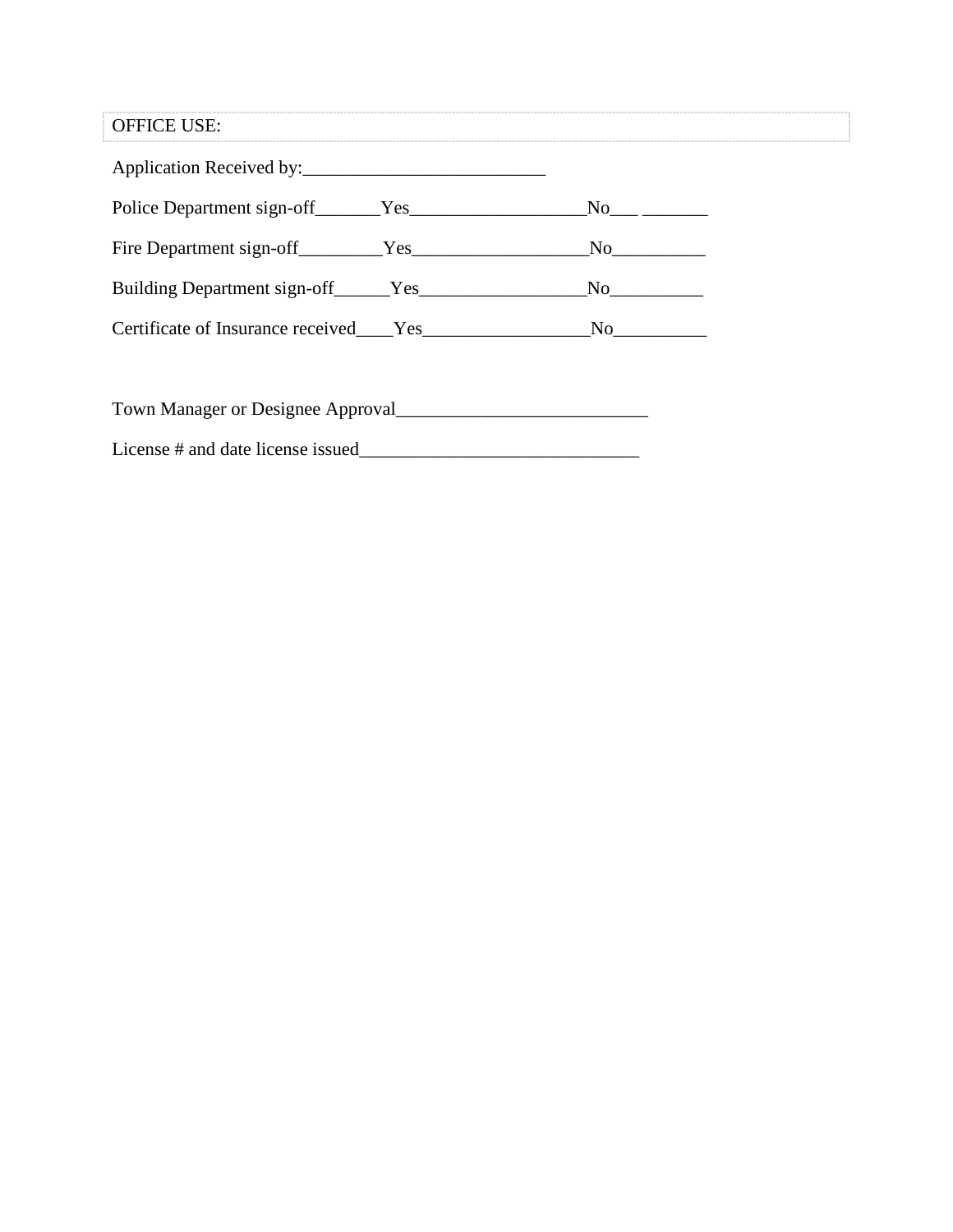OFFICE USE:

Application Received by:___________________________

Police Department sign-off_______Yes___________________No___ _______

Fire Department sign-off_________Yes___________________No__________

Building Department sign-off______Yes__________________No__________

Certificate of Insurance received____Yes__________________No__________

Town Manager or Designee Approval___________________________

License # and date license issued______________________________